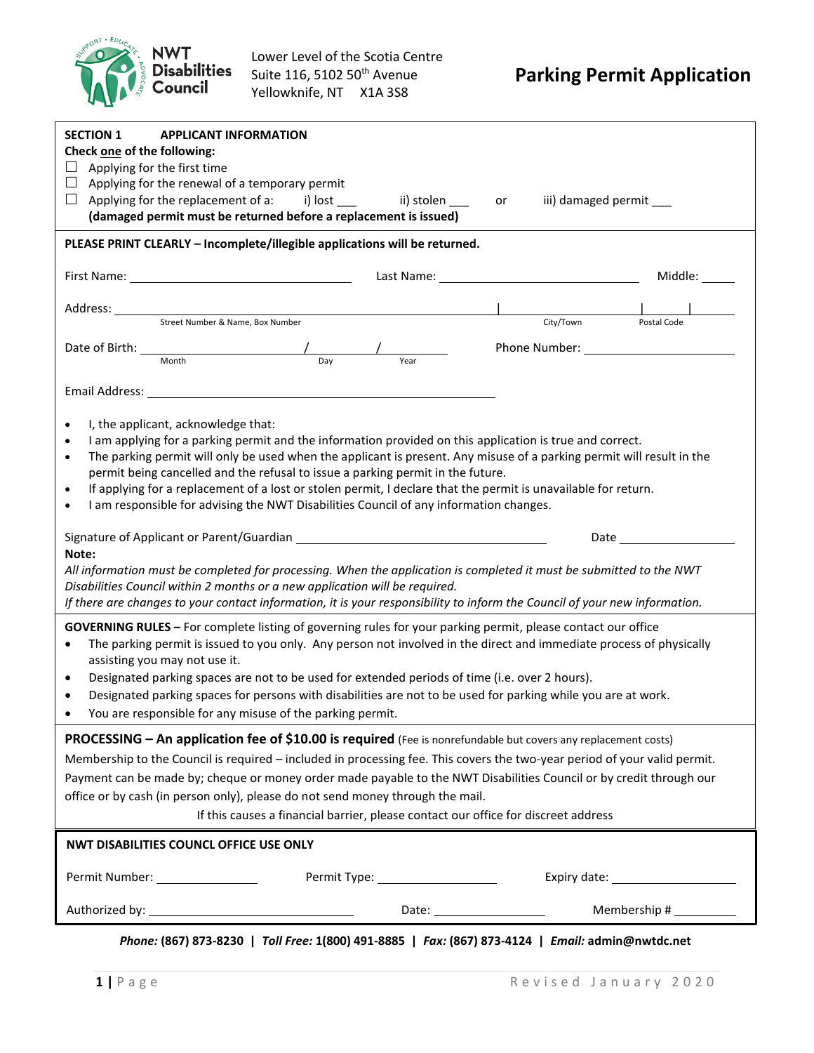NWT Disabilities Council

Lower Level of the Scotia Centre
Suite 116, 5102 50th Avenue
Yellowknife, NT X1A 3S8

# Parking Permit Application

**SECTION 1 APPLICANT INFORMATION**

**Check one of the following:**

- ☐ Applying for the first time
- ☐ Applying for the renewal of a temporary permit
- ☐ Applying for the replacement of a: i) lost ___ ii) stolen ___ or iii) damaged permit ___
  **(damaged permit must be returned before a replacement is issued)**

**PLEASE PRINT CLEARLY – Incomplete/illegible applications will be returned.**

First Name: ______________________ Last Name: ______________________ Middle: ______

Address: ______________________ | ______________ | ______________
Street Number & Name, Box Number | City/Town | Postal Code

Date of Birth: ______ / ______ / ______ Phone Number: ______________________
Month / Day / Year

Email Address: ______________________

- I, the applicant, acknowledge that:
- I am applying for a parking permit and the information provided on this application is true and correct.
- The parking permit will only be used when the applicant is present. Any misuse of a parking permit will result in the permit being cancelled and the refusal to issue a parking permit in the future.
- If applying for a replacement of a lost or stolen permit, I declare that the permit is unavailable for return.
- I am responsible for advising the NWT Disabilities Council of any information changes.

Signature of Applicant or Parent/Guardian ______________________ Date ______________

**Note:**

*All information must be completed for processing. When the application is completed it must be submitted to the NWT Disabilities Council within 2 months or a new application will be required.*

*If there are changes to your contact information, it is your responsibility to inform the Council of your new information.*

**GOVERNING RULES –** For complete listing of governing rules for your parking permit, please contact our office

- The parking permit is issued to you only. Any person not involved in the direct and immediate process of physically assisting you may not use it.
- Designated parking spaces are not to be used for extended periods of time (i.e. over 2 hours).
- Designated parking spaces for persons with disabilities are not to be used for parking while you are at work.
- You are responsible for any misuse of the parking permit.

**PROCESSING – An application fee of $10.00 is required** (Fee is nonrefundable but covers any replacement costs)

Membership to the Council is required – included in processing fee. This covers the two-year period of your valid permit.

Payment can be made by; cheque or money order made payable to the NWT Disabilities Council or by credit through our office or by cash (in person only), please do not send money through the mail.

If this causes a financial barrier, please contact our office for discreet address

**NWT DISABILITIES COUNCL OFFICE USE ONLY**

Permit Number: ______________ Permit Type: ______________ Expiry date: ______________

Authorized by: ______________________ Date: ______________ Membership # ______________

***Phone:* (867) 873-8230 | *Toll Free:* 1(800) 491-8885 | *Fax:* (867) 873-4124 | *Email:* admin@nwtdc.net**

Revised January 2020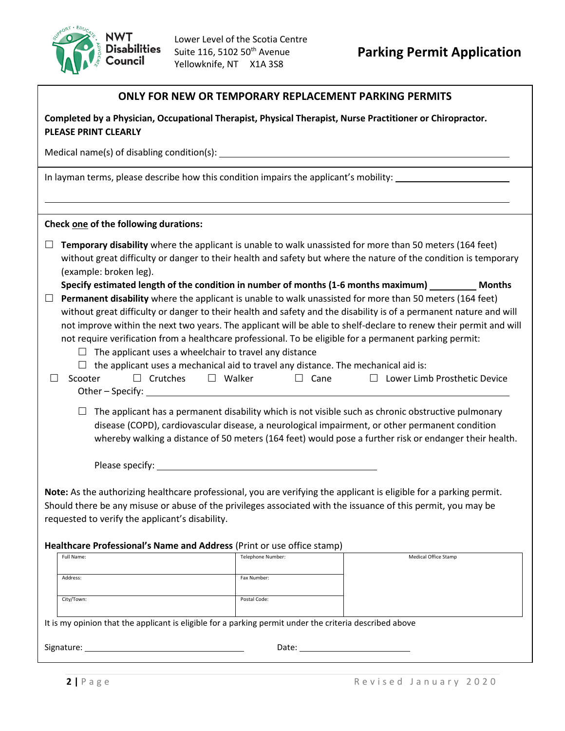NWT Disabilities Council

Lower Level of the Scotia Centre
Suite 116, 5102 50th Avenue
Yellowknife, NT X1A 3S8

# Parking Permit Application

## ONLY FOR NEW OR TEMPORARY REPLACEMENT PARKING PERMITS

**Completed by a Physician, Occupational Therapist, Physical Therapist, Nurse Practitioner or Chiropractor. PLEASE PRINT CLEARLY**

Medical name(s) of disabling condition(s): ______________________________

In layman terms, please describe how this condition impairs the applicant's mobility: ______________________________

______________________________

**Check one of the following durations:**

☐ **Temporary disability** where the applicant is unable to walk unassisted for more than 50 meters (164 feet) without great difficulty or danger to their health and safety but where the nature of the condition is temporary (example: broken leg).
**Specify estimated length of the condition in number of months (1-6 months maximum)** ________ **Months**

☐ **Permanent disability** where the applicant is unable to walk unassisted for more than 50 meters (164 feet) without great difficulty or danger to their health and safety and the disability is of a permanent nature and will not improve within the next two years. The applicant will be able to shelf-declare to renew their permit and will not require verification from a healthcare professional. To be eligible for a permanent parking permit:

- ☐ The applicant uses a wheelchair to travel any distance
- ☐ the applicant uses a mechanical aid to travel any distance. The mechanical aid is:
  ☐ Scooter ☐ Crutches ☐ Walker ☐ Cane ☐ Lower Limb Prosthetic Device
  Other – Specify: ______________________________
- ☐ The applicant has a permanent disability which is not visible such as chronic obstructive pulmonary disease (COPD), cardiovascular disease, a neurological impairment, or other permanent condition whereby walking a distance of 50 meters (164 feet) would pose a further risk or endanger their health.

  Please specify: ______________________________

**Note:** As the authorizing healthcare professional, you are verifying the applicant is eligible for a parking permit. Should there be any misuse or abuse of the privileges associated with the issuance of this permit, you may be requested to verify the applicant's disability.

**Healthcare Professional's Name and Address** (Print or use office stamp)

| | | |
|---|---|---|
| Full Name: | Telephone Number: | Medical Office Stamp |
| Address: | Fax Number: | |
| City/Town: | Postal Code: | |

It is my opinion that the applicant is eligible for a parking permit under the criteria described above

Signature: ______________________ Date: ______________________

Revised January 2020